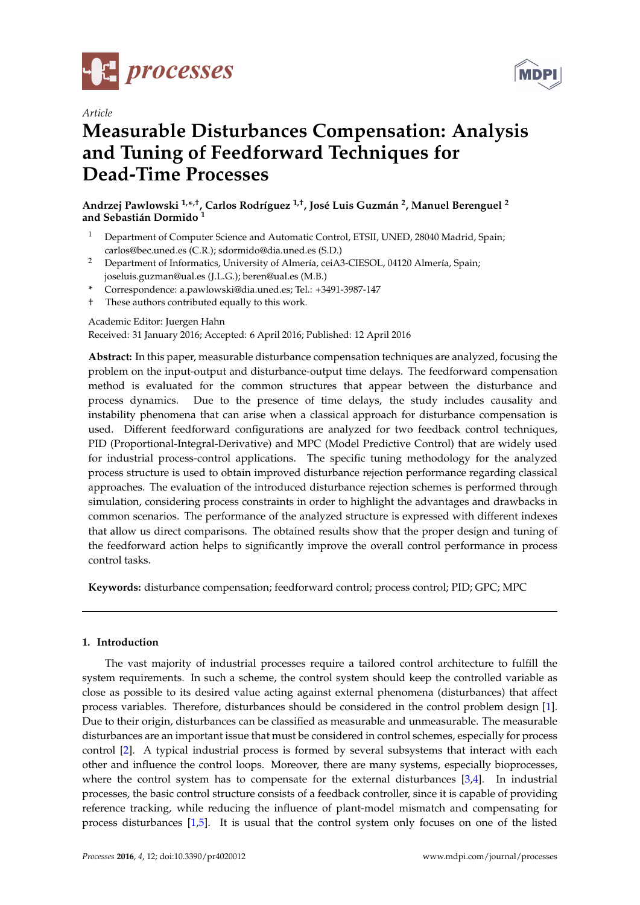*Article*

# Measurable Disturbances Compensation: Analysis and Tuning of Feedforward Techniques for Dead-Time Processes

**Andrzej Pawlowski [1,*,†], Carlos Rodríguez [1,†], José Luis Guzmán [2], Manuel Berenguel [2] and Sebastián Dormido [1]**

1. Department of Computer Science and Automatic Control, ETSII, UNED, 28040 Madrid, Spain; carlos@bec.uned.es (C.R.); sdormido@dia.uned.es (S.D.)
2. Department of Informatics, University of Almería, ceiA3-CIESOL, 04120 Almería, Spain; joseluis.guzman@ual.es (J.L.G.); beren@ual.es (M.B.)

\* Correspondence: a.pawlowski@dia.uned.es; Tel.: +3491-3987-147

† These authors contributed equally to this work.

Academic Editor: Juergen Hahn

Received: 31 January 2016; Accepted: 6 April 2016; Published: 12 April 2016

**Abstract:** In this paper, measurable disturbance compensation techniques are analyzed, focusing the problem on the input-output and disturbance-output time delays. The feedforward compensation method is evaluated for the common structures that appear between the disturbance and process dynamics. Due to the presence of time delays, the study includes causality and instability phenomena that can arise when a classical approach for disturbance compensation is used. Different feedforward configurations are analyzed for two feedback control techniques, PID (Proportional-Integral-Derivative) and MPC (Model Predictive Control) that are widely used for industrial process-control applications. The specific tuning methodology for the analyzed process structure is used to obtain improved disturbance rejection performance regarding classical approaches. The evaluation of the introduced disturbance rejection schemes is performed through simulation, considering process constraints in order to highlight the advantages and drawbacks in common scenarios. The performance of the analyzed structure is expressed with different indexes that allow us direct comparisons. The obtained results show that the proper design and tuning of the feedforward action helps to significantly improve the overall control performance in process control tasks.

**Keywords:** disturbance compensation; feedforward control; process control; PID; GPC; MPC

## 1. Introduction

The vast majority of industrial processes require a tailored control architecture to fulfill the system requirements. In such a scheme, the control system should keep the controlled variable as close as possible to its desired value acting against external phenomena (disturbances) that affect process variables. Therefore, disturbances should be considered in the control problem design [1]. Due to their origin, disturbances can be classified as measurable and unmeasurable. The measurable disturbances are an important issue that must be considered in control schemes, especially for process control [2]. A typical industrial process is formed by several subsystems that interact with each other and influence the control loops. Moreover, there are many systems, especially bioprocesses, where the control system has to compensate for the external disturbances [3,4]. In industrial processes, the basic control structure consists of a feedback controller, since it is capable of providing reference tracking, while reducing the influence of plant-model mismatch and compensating for process disturbances [1,5]. It is usual that the control system only focuses on one of the listed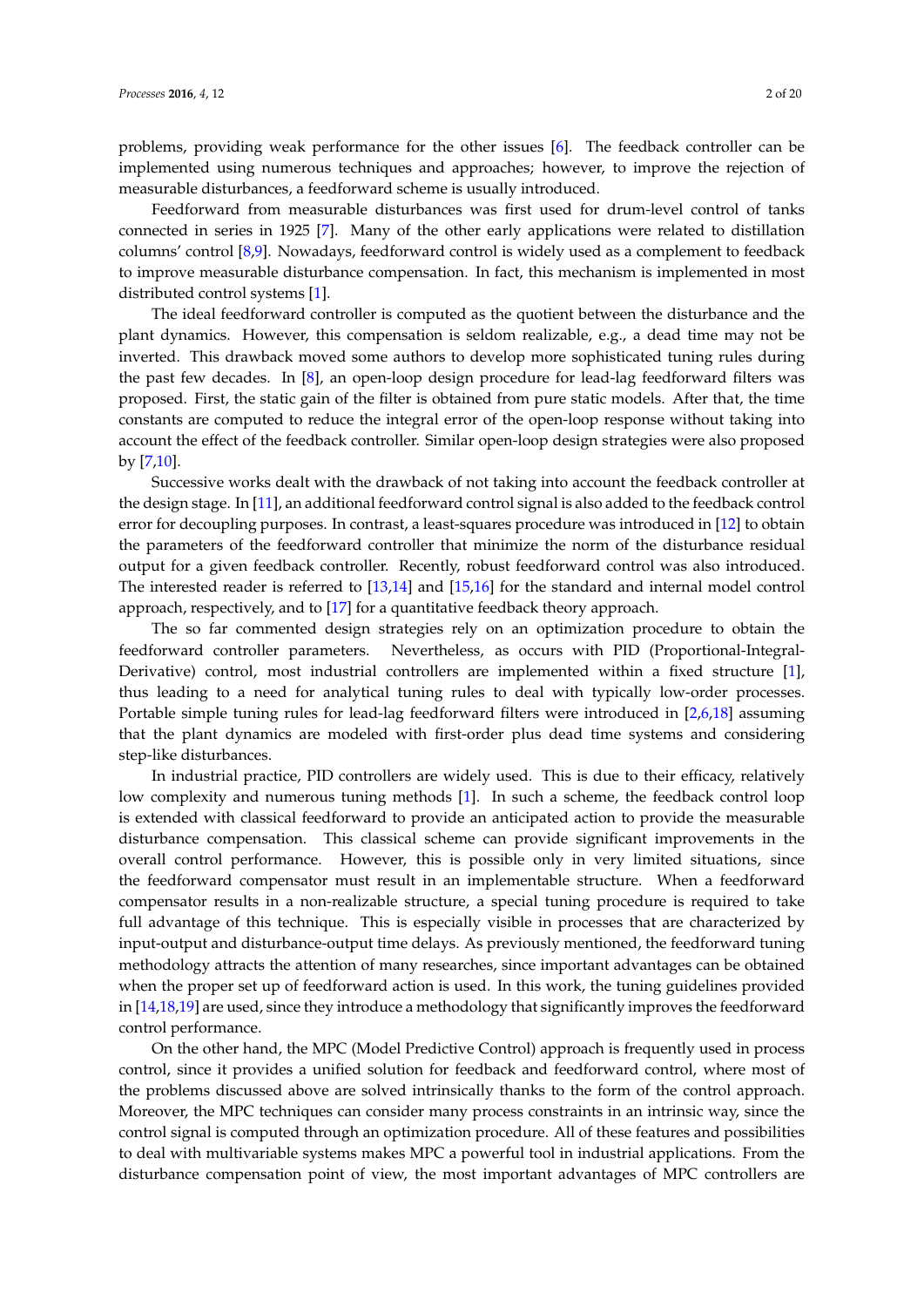problems, providing weak performance for the other issues [6]. The feedback controller can be implemented using numerous techniques and approaches; however, to improve the rejection of measurable disturbances, a feedforward scheme is usually introduced.

Feedforward from measurable disturbances was first used for drum-level control of tanks connected in series in 1925 [7]. Many of the other early applications were related to distillation columns' control [8,9]. Nowadays, feedforward control is widely used as a complement to feedback to improve measurable disturbance compensation. In fact, this mechanism is implemented in most distributed control systems [1].

The ideal feedforward controller is computed as the quotient between the disturbance and the plant dynamics. However, this compensation is seldom realizable, e.g., a dead time may not be inverted. This drawback moved some authors to develop more sophisticated tuning rules during the past few decades. In [8], an open-loop design procedure for lead-lag feedforward filters was proposed. First, the static gain of the filter is obtained from pure static models. After that, the time constants are computed to reduce the integral error of the open-loop response without taking into account the effect of the feedback controller. Similar open-loop design strategies were also proposed by [7,10].

Successive works dealt with the drawback of not taking into account the feedback controller at the design stage. In [11], an additional feedforward control signal is also added to the feedback control error for decoupling purposes. In contrast, a least-squares procedure was introduced in [12] to obtain the parameters of the feedforward controller that minimize the norm of the disturbance residual output for a given feedback controller. Recently, robust feedforward control was also introduced. The interested reader is referred to [13,14] and [15,16] for the standard and internal model control approach, respectively, and to [17] for a quantitative feedback theory approach.

The so far commented design strategies rely on an optimization procedure to obtain the feedforward controller parameters. Nevertheless, as occurs with PID (Proportional-Integral-Derivative) control, most industrial controllers are implemented within a fixed structure [1], thus leading to a need for analytical tuning rules to deal with typically low-order processes. Portable simple tuning rules for lead-lag feedforward filters were introduced in [2,6,18] assuming that the plant dynamics are modeled with first-order plus dead time systems and considering step-like disturbances.

In industrial practice, PID controllers are widely used. This is due to their efficacy, relatively low complexity and numerous tuning methods [1]. In such a scheme, the feedback control loop is extended with classical feedforward to provide an anticipated action to provide the measurable disturbance compensation. This classical scheme can provide significant improvements in the overall control performance. However, this is possible only in very limited situations, since the feedforward compensator must result in an implementable structure. When a feedforward compensator results in a non-realizable structure, a special tuning procedure is required to take full advantage of this technique. This is especially visible in processes that are characterized by input-output and disturbance-output time delays. As previously mentioned, the feedforward tuning methodology attracts the attention of many researches, since important advantages can be obtained when the proper set up of feedforward action is used. In this work, the tuning guidelines provided in [14,18,19] are used, since they introduce a methodology that significantly improves the feedforward control performance.

On the other hand, the MPC (Model Predictive Control) approach is frequently used in process control, since it provides a unified solution for feedback and feedforward control, where most of the problems discussed above are solved intrinsically thanks to the form of the control approach. Moreover, the MPC techniques can consider many process constraints in an intrinsic way, since the control signal is computed through an optimization procedure. All of these features and possibilities to deal with multivariable systems makes MPC a powerful tool in industrial applications. From the disturbance compensation point of view, the most important advantages of MPC controllers are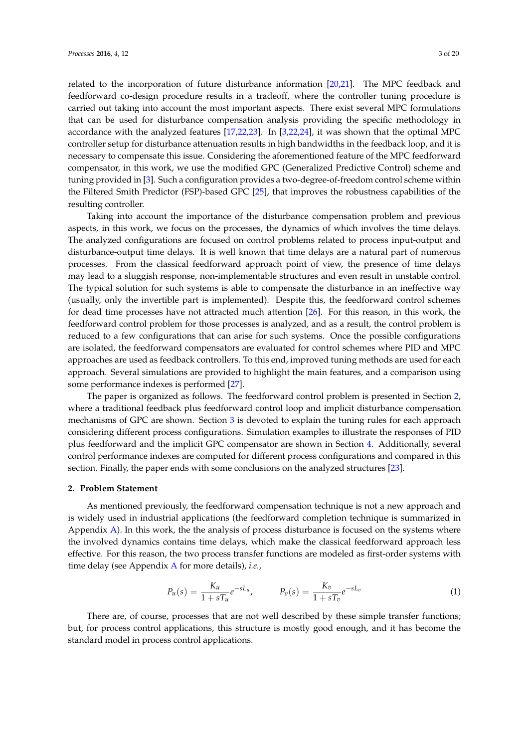related to the incorporation of future disturbance information [20,21]. The MPC feedback and feedforward co-design procedure results in a tradeoff, where the controller tuning procedure is carried out taking into account the most important aspects. There exist several MPC formulations that can be used for disturbance compensation analysis providing the specific methodology in accordance with the analyzed features [17,22,23]. In [3,22,24], it was shown that the optimal MPC controller setup for disturbance attenuation results in high bandwidths in the feedback loop, and it is necessary to compensate this issue. Considering the aforementioned feature of the MPC feedforward compensator, in this work, we use the modified GPC (Generalized Predictive Control) scheme and tuning provided in [3]. Such a configuration provides a two-degree-of-freedom control scheme within the Filtered Smith Predictor (FSP)-based GPC [25], that improves the robustness capabilities of the resulting controller.

Taking into account the importance of the disturbance compensation problem and previous aspects, in this work, we focus on the processes, the dynamics of which involves the time delays. The analyzed configurations are focused on control problems related to process input-output and disturbance-output time delays. It is well known that time delays are a natural part of numerous processes. From the classical feedforward approach point of view, the presence of time delays may lead to a sluggish response, non-implementable structures and even result in unstable control. The typical solution for such systems is able to compensate the disturbance in an ineffective way (usually, only the invertible part is implemented). Despite this, the feedforward control schemes for dead time processes have not attracted much attention [26]. For this reason, in this work, the feedforward control problem for those processes is analyzed, and as a result, the control problem is reduced to a few configurations that can arise for such systems. Once the possible configurations are isolated, the feedforward compensators are evaluated for control schemes where PID and MPC approaches are used as feedback controllers. To this end, improved tuning methods are used for each approach. Several simulations are provided to highlight the main features, and a comparison using some performance indexes is performed [27].

The paper is organized as follows. The feedforward control problem is presented in Section 2, where a traditional feedback plus feedforward control loop and implicit disturbance compensation mechanisms of GPC are shown. Section 3 is devoted to explain the tuning rules for each approach considering different process configurations. Simulation examples to illustrate the responses of PID plus feedforward and the implicit GPC compensator are shown in Section 4. Additionally, several control performance indexes are computed for different process configurations and compared in this section. Finally, the paper ends with some conclusions on the analyzed structures [23].

## 2. Problem Statement

As mentioned previously, the feedforward compensation technique is not a new approach and is widely used in industrial applications (the feedforward completion technique is summarized in Appendix A). In this work, the the analysis of process disturbance is focused on the systems where the involved dynamics contains time delays, which make the classical feedforward approach less effective. For this reason, the two process transfer functions are modeled as first-order systems with time delay (see Appendix A for more details), *i.e.*,

$$P_u(s) = \frac{K_u}{1 + sT_u} e^{-sL_u}, \qquad P_v(s) = \frac{K_v}{1 + sT_v} e^{-sL_v} \tag{1}$$

There are, of course, processes that are not well described by these simple transfer functions; but, for process control applications, this structure is mostly good enough, and it has become the standard model in process control applications.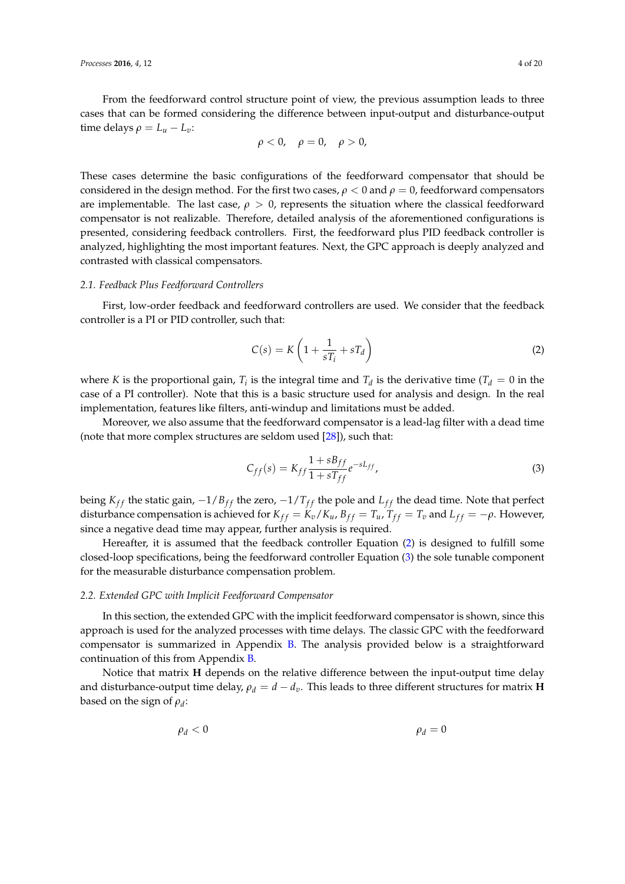From the feedforward control structure point of view, the previous assumption leads to three cases that can be formed considering the difference between input-output and disturbance-output time delays $\rho = L_u - L_v$:

$$\rho < 0, \quad \rho = 0, \quad \rho > 0,$$

These cases determine the basic configurations of the feedforward compensator that should be considered in the design method. For the first two cases, $\rho < 0$ and $\rho = 0$, feedforward compensators are implementable. The last case, $\rho > 0$, represents the situation where the classical feedforward compensator is not realizable. Therefore, detailed analysis of the aforementioned configurations is presented, considering feedback controllers. First, the feedforward plus PID feedback controller is analyzed, highlighting the most important features. Next, the GPC approach is deeply analyzed and contrasted with classical compensators.

### *2.1. Feedback Plus Feedforward Controllers*

First, low-order feedback and feedforward controllers are used. We consider that the feedback controller is a PI or PID controller, such that:

$$C(s) = K\left(1 + \frac{1}{sT_i} + sT_d\right) \tag{2}$$

where $K$ is the proportional gain, $T_i$ is the integral time and $T_d$ is the derivative time ($T_d = 0$ in the case of a PI controller). Note that this is a basic structure used for analysis and design. In the real implementation, features like filters, anti-windup and limitations must be added.

Moreover, we also assume that the feedforward compensator is a lead-lag filter with a dead time (note that more complex structures are seldom used [28]), such that:

$$C_{ff}(s) = K_{ff}\frac{1 + sB_{ff}}{1 + sT_{ff}}e^{-sL_{ff}}, \tag{3}$$

being $K_{ff}$ the static gain, $-1/B_{ff}$ the zero, $-1/T_{ff}$ the pole and $L_{ff}$ the dead time. Note that perfect disturbance compensation is achieved for $K_{ff} = K_v/K_u$, $B_{ff} = T_u$, $T_{ff} = T_v$ and $L_{ff} = -\rho$. However, since a negative dead time may appear, further analysis is required.

Hereafter, it is assumed that the feedback controller Equation (2) is designed to fulfill some closed-loop specifications, being the feedforward controller Equation (3) the sole tunable component for the measurable disturbance compensation problem.

### *2.2. Extended GPC with Implicit Feedforward Compensator*

In this section, the extended GPC with the implicit feedforward compensator is shown, since this approach is used for the analyzed processes with time delays. The classic GPC with the feedforward compensator is summarized in Appendix B. The analysis provided below is a straightforward continuation of this from Appendix B.

Notice that matrix **H** depends on the relative difference between the input-output time delay and disturbance-output time delay, $\rho_d = d - d_v$. This leads to three different structures for matrix **H** based on the sign of $\rho_d$:

$\rho_d < 0$ $\qquad\qquad\qquad\qquad$ $\rho_d = 0$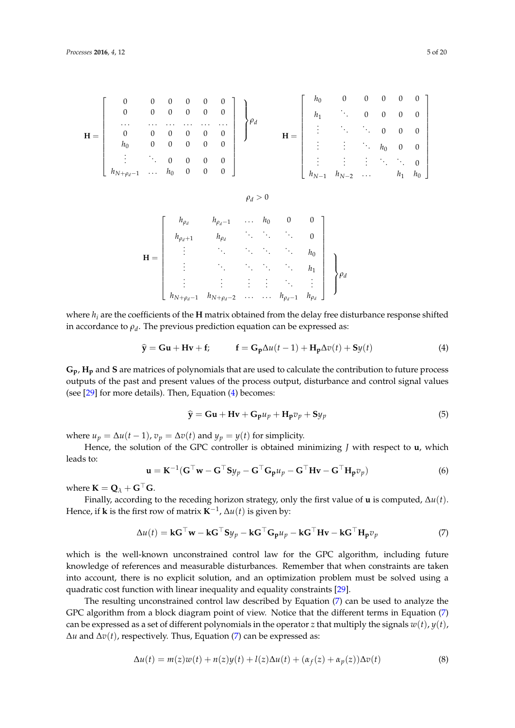$$
\mathbf{H} = \left[ \begin{array}{cccccc} 0 & 0 & 0 & 0 & 0 & 0 \\ 0 & 0 & 0 & 0 & 0 & 0 \\ \dots & \dots & \dots & \dots & \dots & \dots \\ 0 & 0 & 0 & 0 & 0 & 0 \\ h_0 & 0 & 0 & 0 & 0 & 0 \\ \vdots & \ddots & 0 & 0 & 0 & 0 \\ h_{N+\rho_d-1} & \dots & h_0 & 0 & 0 & 0 \end{array} \right] \left.\begin{array}{c} \\ \\ \\ \\ \end{array}\right\} \rho_d \qquad \mathbf{H} = \left[ \begin{array}{cccccc} h_0 & 0 & 0 & 0 & 0 & 0 \\ h_1 & \ddots & 0 & 0 & 0 & 0 \\ \vdots & \ddots & \ddots & 0 & 0 & 0 \\ \vdots & \vdots & \ddots & h_0 & 0 & 0 \\ \vdots & \vdots & \vdots & \ddots & \ddots & 0 \\ h_{N-1} & h_{N-2} & \dots & & h_1 & h_0 \end{array} \right]
$$

$$
\rho_d > 0
$$

$$
\mathbf{H} = \left[ \begin{array}{cccccc} h_{\rho_d} & h_{\rho_d-1} & \dots & h_0 & 0 & 0 \\ h_{\rho_d+1} & h_{\rho_d} & \ddots & \ddots & \ddots & 0 \\ \vdots & \ddots & \ddots & \ddots & \ddots & h_0 \\ \vdots & \ddots & \ddots & \ddots & \ddots & h_1 \\ \vdots & \vdots & \vdots & \vdots & \ddots & \vdots \\ h_{N+\rho_d-1} & h_{N+\rho_d-2} & \dots & \dots & h_{\rho_d-1} & h_{\rho_d} \end{array} \right] \left.\begin{array}{c} \\ \\ \\ \end{array}\right\} \rho_d
$$

where $h_i$ are the coefficients of the **H** matrix obtained from the delay free disturbance response shifted in accordance to $\rho_d$. The previous prediction equation can be expressed as:

$$
\widehat{\mathbf{y}} = \mathbf{G}\mathbf{u} + \mathbf{H}\mathbf{v} + \mathbf{f}; \qquad \mathbf{f} = \mathbf{G_p}\Delta u(t-1) + \mathbf{H_p}\Delta v(t) + \mathbf{S}y(t) \tag{4}
$$

$\mathbf{G_p}$, $\mathbf{H_p}$ and $\mathbf{S}$ are matrices of polynomials that are used to calculate the contribution to future process outputs of the past and present values of the process output, disturbance and control signal values (see [29] for more details). Then, Equation (4) becomes:

$$
\widehat{\mathbf{y}} = \mathbf{G}\mathbf{u} + \mathbf{H}\mathbf{v} + \mathbf{G_p}u_p + \mathbf{H_p}v_p + \mathbf{S}y_p \tag{5}
$$

where $u_p = \Delta u(t-1)$, $v_p = \Delta v(t)$ and $y_p = y(t)$ for simplicity.

Hence, the solution of the GPC controller is obtained minimizing $J$ with respect to $\mathbf{u}$, which leads to:

$$
\mathbf{u} = \mathbf{K}^{-1}(\mathbf{G}^{\top}\mathbf{w} - \mathbf{G}^{\top}\mathbf{S}y_p - \mathbf{G}^{\top}\mathbf{G_p}u_p - \mathbf{G}^{\top}\mathbf{H}\mathbf{v} - \mathbf{G}^{\top}\mathbf{H_p}v_p) \tag{6}
$$

where $\mathbf{K} = \mathbf{Q}_{\lambda} + \mathbf{G}^{\top}\mathbf{G}$.

Finally, according to the receding horizon strategy, only the first value of $\mathbf{u}$ is computed, $\Delta u(t)$. Hence, if $\mathbf{k}$ is the first row of matrix $\mathbf{K}^{-1}$, $\Delta u(t)$ is given by:

$$
\Delta u(t) = \mathbf{k}\mathbf{G}^{\top}\mathbf{w} - \mathbf{k}\mathbf{G}^{\top}\mathbf{S}y_p - \mathbf{k}\mathbf{G}^{\top}\mathbf{G_p}u_p - \mathbf{k}\mathbf{G}^{\top}\mathbf{H}\mathbf{v} - \mathbf{k}\mathbf{G}^{\top}\mathbf{H_p}v_p \tag{7}
$$

which is the well-known unconstrained control law for the GPC algorithm, including future knowledge of references and measurable disturbances. Remember that when constraints are taken into account, there is no explicit solution, and an optimization problem must be solved using a quadratic cost function with linear inequality and equality constraints [29].

The resulting unconstrained control law described by Equation (7) can be used to analyze the GPC algorithm from a block diagram point of view. Notice that the different terms in Equation (7) can be expressed as a set of different polynomials in the operator $z$ that multiply the signals $w(t)$, $y(t)$, $\Delta u$ and $\Delta v(t)$, respectively. Thus, Equation (7) can be expressed as:

$$
\Delta u(t) = m(z)w(t) + n(z)y(t) + l(z)\Delta u(t) + (\alpha_f(z) + \alpha_p(z))\Delta v(t) \tag{8}
$$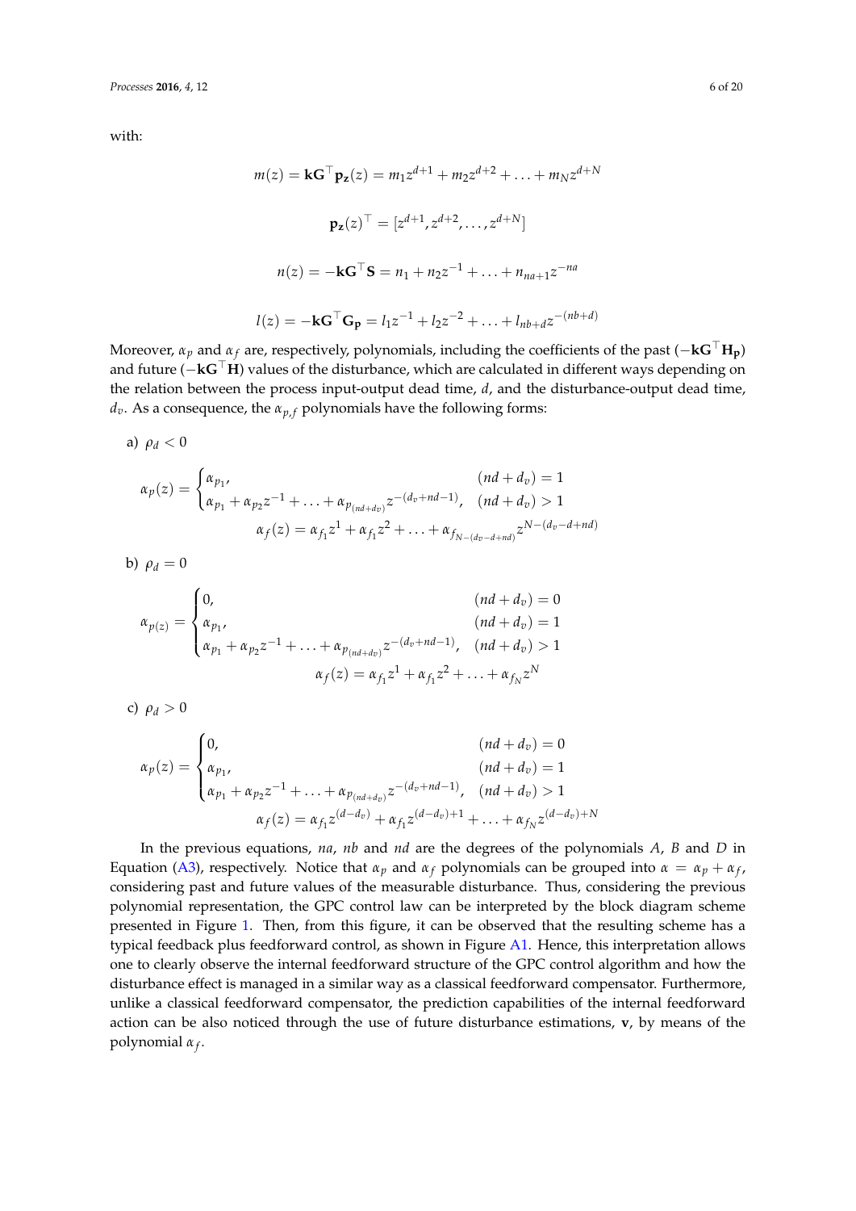with:

$$m(z) = \mathbf{k}\mathbf{G}^{\top}\mathbf{p_z}(z) = m_1 z^{d+1} + m_2 z^{d+2} + \ldots + m_N z^{d+N}$$

$$\mathbf{p_z}(z)^{\top} = [z^{d+1}, z^{d+2}, \ldots, z^{d+N}]$$

$$n(z) = -\mathbf{k}\mathbf{G}^{\top}\mathbf{S} = n_1 + n_2 z^{-1} + \ldots + n_{na+1} z^{-na}$$

$$l(z) = -\mathbf{k}\mathbf{G}^{\top}\mathbf{G_p} = l_1 z^{-1} + l_2 z^{-2} + \ldots + l_{nb+d} z^{-(nb+d)}$$

Moreover, $\alpha_p$ and $\alpha_f$ are, respectively, polynomials, including the coefficients of the past ($-\mathbf{k}\mathbf{G}^{\top}\mathbf{H_p}$) and future ($-\mathbf{k}\mathbf{G}^{\top}\mathbf{H}$) values of the disturbance, which are calculated in different ways depending on the relation between the process input-output dead time, $d$, and the disturbance-output dead time, $d_v$. As a consequence, the $\alpha_{p,f}$ polynomials have the following forms:

a) $\rho_d < 0$

$$\alpha_p(z) = \begin{cases} \alpha_{p_1}, & (nd + d_v) = 1 \\ \alpha_{p_1} + \alpha_{p_2} z^{-1} + \ldots + \alpha_{p_{(nd+d_v)}} z^{-(d_v+nd-1)}, & (nd + d_v) > 1 \end{cases}$$

$$\alpha_f(z) = \alpha_{f_1} z^1 + \alpha_{f_1} z^2 + \ldots + \alpha_{f_{N-(d_v-d+nd)}} z^{N-(d_v-d+nd)}$$

b) $\rho_d = 0$

$$\alpha_{p(z)} = \begin{cases} 0, & (nd + d_v) = 0 \\ \alpha_{p_1}, & (nd + d_v) = 1 \\ \alpha_{p_1} + \alpha_{p_2} z^{-1} + \ldots + \alpha_{p_{(nd+d_v)}} z^{-(d_v+nd-1)}, & (nd + d_v) > 1 \end{cases}$$

$$\alpha_f(z) = \alpha_{f_1} z^1 + \alpha_{f_1} z^2 + \ldots + \alpha_{f_N} z^N$$

c) $\rho_d > 0$

$$\alpha_p(z) = \begin{cases} 0, & (nd + d_v) = 0 \\ \alpha_{p_1}, & (nd + d_v) = 1 \\ \alpha_{p_1} + \alpha_{p_2} z^{-1} + \ldots + \alpha_{p_{(nd+d_v)}} z^{-(d_v+nd-1)}, & (nd + d_v) > 1 \end{cases}$$

$$\alpha_f(z) = \alpha_{f_1} z^{(d-d_v)} + \alpha_{f_1} z^{(d-d_v)+1} + \ldots + \alpha_{f_N} z^{(d-d_v)+N}$$

In the previous equations, $na$, $nb$ and $nd$ are the degrees of the polynomials $A$, $B$ and $D$ in Equation (A3), respectively. Notice that $\alpha_p$ and $\alpha_f$ polynomials can be grouped into $\alpha = \alpha_p + \alpha_f$, considering past and future values of the measurable disturbance. Thus, considering the previous polynomial representation, the GPC control law can be interpreted by the block diagram scheme presented in Figure 1. Then, from this figure, it can be observed that the resulting scheme has a typical feedback plus feedforward control, as shown in Figure A1. Hence, this interpretation allows one to clearly observe the internal feedforward structure of the GPC control algorithm and how the disturbance effect is managed in a similar way as a classical feedforward compensator. Furthermore, unlike a classical feedforward compensator, the prediction capabilities of the internal feedforward action can be also noticed through the use of future disturbance estimations, $\mathbf{v}$, by means of the polynomial $\alpha_f$.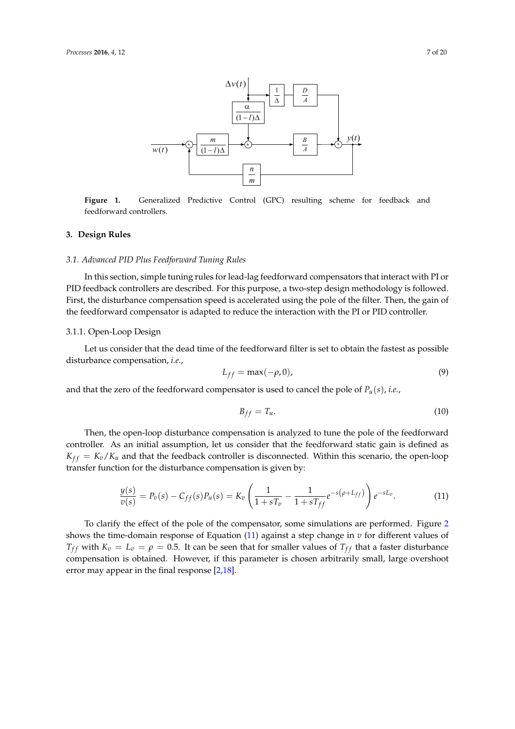**Figure 1.** Generalized Predictive Control (GPC) resulting scheme for feedback and feedforward controllers.

## 3. Design Rules

### 3.1. Advanced PID Plus Feedforward Tuning Rules

In this section, simple tuning rules for lead-lag feedforward compensators that interact with PI or PID feedback controllers are described. For this purpose, a two-step design methodology is followed. First, the disturbance compensation speed is accelerated using the pole of the filter. Then, the gain of the feedforward compensator is adapted to reduce the interaction with the PI or PID controller.

#### 3.1.1. Open-Loop Design

Let us consider that the dead time of the feedforward filter is set to obtain the fastest as possible disturbance compensation, *i.e.*,

$$L_{ff} = \max(-\rho, 0), \tag{9}$$

and that the zero of the feedforward compensator is used to cancel the pole of $P_u(s)$, *i.e.*,

$$B_{ff} = T_u. \tag{10}$$

Then, the open-loop disturbance compensation is analyzed to tune the pole of the feedforward controller. As an initial assumption, let us consider that the feedforward static gain is defined as $K_{ff} = K_v/K_u$ and that the feedback controller is disconnected. Within this scenario, the open-loop transfer function for the disturbance compensation is given by:

$$\frac{y(s)}{v(s)} = P_v(s) - C_{ff}(s)P_u(s) = K_v\left(\frac{1}{1+sT_v} - \frac{1}{1+sT_{ff}}e^{-s(\rho+L_{ff})}\right)e^{-sL_v}. \tag{11}$$

To clarify the effect of the pole of the compensator, some simulations are performed. Figure 2 shows the time-domain response of Equation (11) against a step change in $v$ for different values of $T_{ff}$ with $K_v = L_v = \rho = 0.5$. It can be seen that for smaller values of $T_{ff}$ that a faster disturbance compensation is obtained. However, if this parameter is chosen arbitrarily small, large overshoot error may appear in the final response [2,18].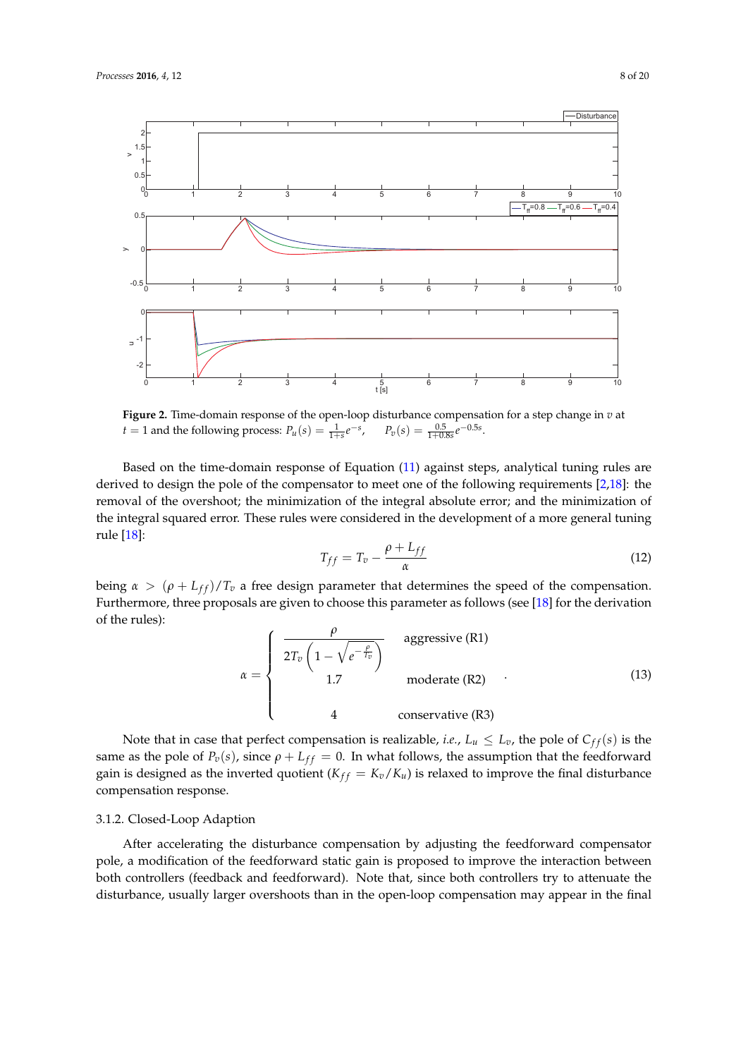**Figure 2.** Time-domain response of the open-loop disturbance compensation for a step change in $v$ at $t = 1$ and the following process: $P_u(s) = \frac{1}{1+s}e^{-s}$, $\quad P_v(s) = \frac{0.5}{1+0.8s}e^{-0.5s}$.

Based on the time-domain response of Equation (11) against steps, analytical tuning rules are derived to design the pole of the compensator to meet one of the following requirements [2,18]: the removal of the overshoot; the minimization of the integral absolute error; and the minimization of the integral squared error. These rules were considered in the development of a more general tuning rule [18]:

$$T_{ff} = T_v - \frac{\rho + L_{ff}}{\alpha} \tag{12}$$

being $\alpha > (\rho + L_{ff})/T_v$ a free design parameter that determines the speed of the compensation. Furthermore, three proposals are given to choose this parameter as follows (see [18] for the derivation of the rules):

$$\alpha = \begin{cases} \dfrac{\rho}{2T_v\left(1 - \sqrt{e^{-\frac{\rho}{T_v}}}\right)} & \text{aggressive (R1)} \\ 1.7 & \text{moderate (R2)} \\ 4 & \text{conservative (R3)} \end{cases} . \tag{13}$$

Note that in case that perfect compensation is realizable, *i.e.*, $L_u \leq L_v$, the pole of $C_{ff}(s)$ is the same as the pole of $P_v(s)$, since $\rho + L_{ff} = 0$. In what follows, the assumption that the feedforward gain is designed as the inverted quotient ($K_{ff} = K_v/K_u$) is relaxed to improve the final disturbance compensation response.

### 3.1.2. Closed-Loop Adaption

After accelerating the disturbance compensation by adjusting the feedforward compensator pole, a modification of the feedforward static gain is proposed to improve the interaction between both controllers (feedback and feedforward). Note that, since both controllers try to attenuate the disturbance, usually larger overshoots than in the open-loop compensation may appear in the final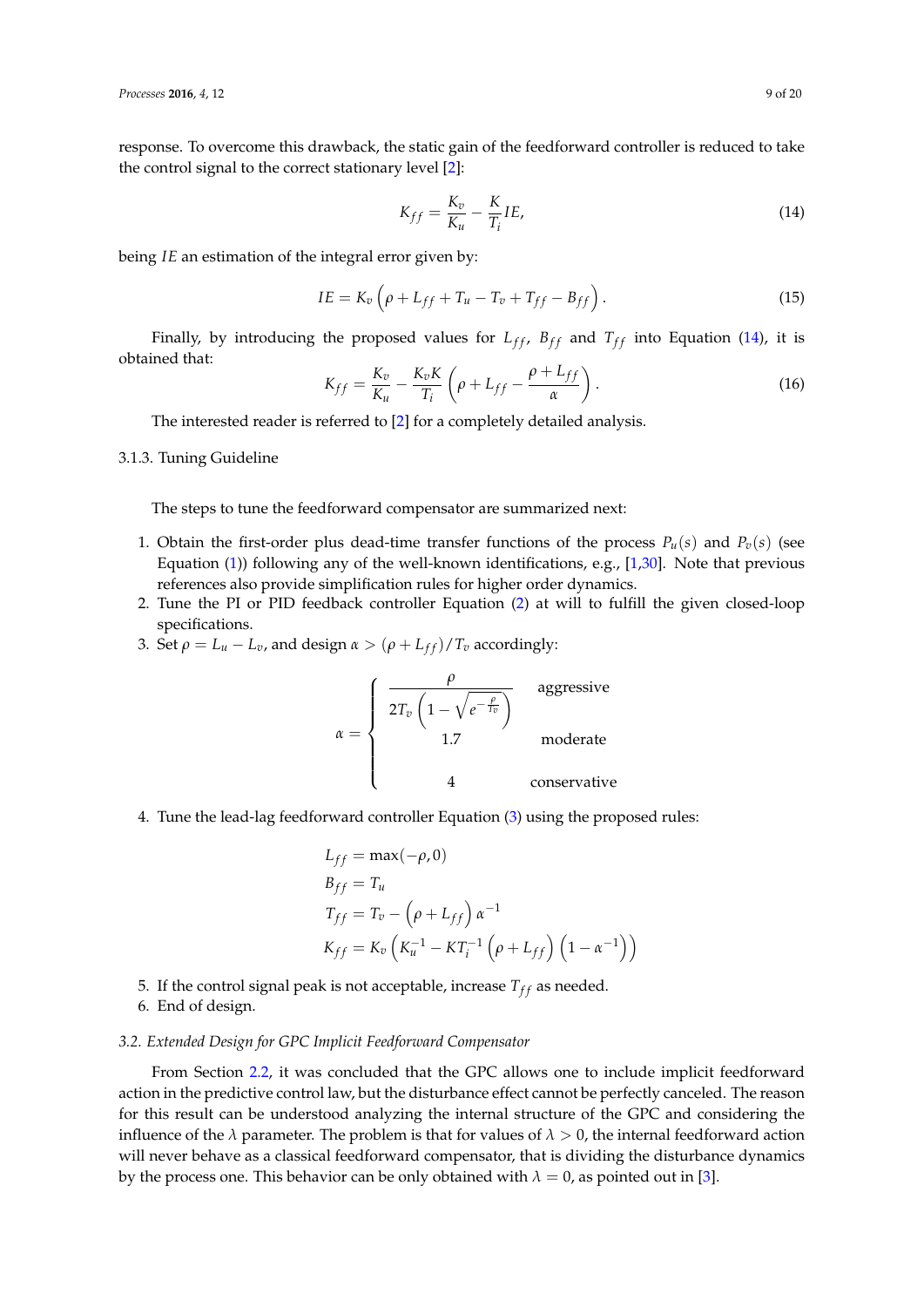response. To overcome this drawback, the static gain of the feedforward controller is reduced to take the control signal to the correct stationary level [2]:

$$K_{ff} = \frac{K_v}{K_u} - \frac{K}{T_i} IE, \tag{14}$$

being $IE$ an estimation of the integral error given by:

$$IE = K_v \left( \rho + L_{ff} + T_u - T_v + T_{ff} - B_{ff} \right). \tag{15}$$

Finally, by introducing the proposed values for $L_{ff}$, $B_{ff}$ and $T_{ff}$ into Equation (14), it is obtained that:

$$K_{ff} = \frac{K_v}{K_u} - \frac{K_v K}{T_i} \left( \rho + L_{ff} - \frac{\rho + L_{ff}}{\alpha} \right). \tag{16}$$

The interested reader is referred to [2] for a completely detailed analysis.

### 3.1.3. Tuning Guideline

The steps to tune the feedforward compensator are summarized next:

1. Obtain the first-order plus dead-time transfer functions of the process $P_u(s)$ and $P_v(s)$ (see Equation (1)) following any of the well-known identifications, e.g., [1,30]. Note that previous references also provide simplification rules for higher order dynamics.
2. Tune the PI or PID feedback controller Equation (2) at will to fulfill the given closed-loop specifications.
3. Set $\rho = L_u - L_v$, and design $\alpha > (\rho + L_{ff})/T_v$ accordingly:

$$\alpha = \begin{cases} \dfrac{\rho}{2T_v \left( 1 - \sqrt{e^{-\frac{\rho}{T_v}}} \right)} & \text{aggressive} \\ 1.7 & \text{moderate} \\ 4 & \text{conservative} \end{cases}$$

4. Tune the lead-lag feedforward controller Equation (3) using the proposed rules:

$$\begin{aligned} L_{ff} &= \max(-\rho, 0) \\ B_{ff} &= T_u \\ T_{ff} &= T_v - \left( \rho + L_{ff} \right) \alpha^{-1} \\ K_{ff} &= K_v \left( K_u^{-1} - K T_i^{-1} \left( \rho + L_{ff} \right) \left( 1 - \alpha^{-1} \right) \right) \end{aligned}$$

5. If the control signal peak is not acceptable, increase $T_{ff}$ as needed.
6. End of design.

### *3.2. Extended Design for GPC Implicit Feedforward Compensator*

From Section 2.2, it was concluded that the GPC allows one to include implicit feedforward action in the predictive control law, but the disturbance effect cannot be perfectly canceled. The reason for this result can be understood analyzing the internal structure of the GPC and considering the influence of the $\lambda$ parameter. The problem is that for values of $\lambda > 0$, the internal feedforward action will never behave as a classical feedforward compensator, that is dividing the disturbance dynamics by the process one. This behavior can be only obtained with $\lambda = 0$, as pointed out in [3].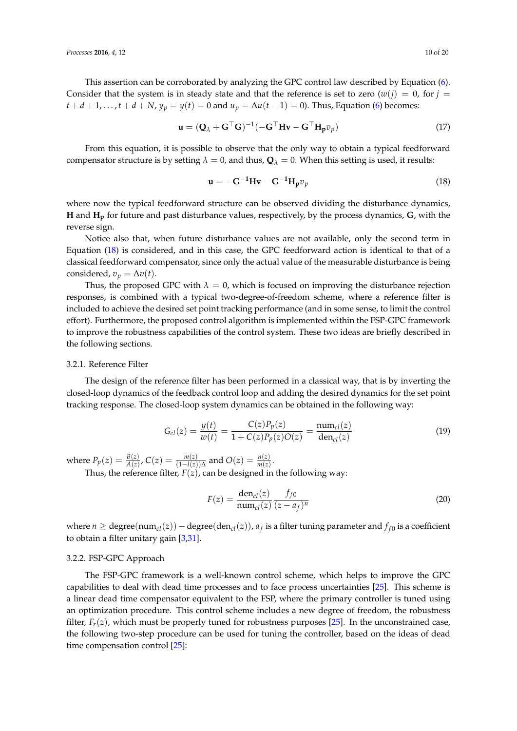This assertion can be corroborated by analyzing the GPC control law described by Equation (6). Consider that the system is in steady state and that the reference is set to zero ($w(j) = 0$, for $j = t+d+1, \ldots, t+d+N$, $y_p = y(t) = 0$ and $u_p = \Delta u(t-1) = 0$). Thus, Equation (6) becomes:

$$\mathbf{u} = (\mathbf{Q}_\lambda + \mathbf{G}^\top \mathbf{G})^{-1}(-\mathbf{G}^\top \mathbf{H}\mathbf{v} - \mathbf{G}^\top \mathbf{H_p} v_p) \tag{17}$$

From this equation, it is possible to observe that the only way to obtain a typical feedforward compensator structure is by setting $\lambda = 0$, and thus, $\mathbf{Q}_\lambda = 0$. When this setting is used, it results:

$$\mathbf{u} = -\mathbf{G^{-1}}\mathbf{H}\mathbf{v} - \mathbf{G^{-1}}\mathbf{H_p} v_p \tag{18}$$

where now the typical feedforward structure can be observed dividing the disturbance dynamics, $\mathbf{H}$ and $\mathbf{H_p}$ for future and past disturbance values, respectively, by the process dynamics, $\mathbf{G}$, with the reverse sign.

Notice also that, when future disturbance values are not available, only the second term in Equation (18) is considered, and in this case, the GPC feedforward action is identical to that of a classical feedforward compensator, since only the actual value of the measurable disturbance is being considered, $v_p = \Delta v(t)$.

Thus, the proposed GPC with $\lambda = 0$, which is focused on improving the disturbance rejection responses, is combined with a typical two-degree-of-freedom scheme, where a reference filter is included to achieve the desired set point tracking performance (and in some sense, to limit the control effort). Furthermore, the proposed control algorithm is implemented within the FSP-GPC framework to improve the robustness capabilities of the control system. These two ideas are briefly described in the following sections.

### 3.2.1. Reference Filter

The design of the reference filter has been performed in a classical way, that is by inverting the closed-loop dynamics of the feedback control loop and adding the desired dynamics for the set point tracking response. The closed-loop system dynamics can be obtained in the following way:

$$G_{cl}(z) = \frac{y(t)}{w(t)} = \frac{C(z)P_p(z)}{1 + C(z)P_p(z)O(z)} = \frac{\text{num}_{cl}(z)}{\text{den}_{cl}(z)} \tag{19}$$

where $P_p(z) = \frac{B(z)}{A(z)}$, $C(z) = \frac{m(z)}{(1-l(z))\Delta}$ and $O(z) = \frac{n(z)}{m(z)}$.

Thus, the reference filter, $F(z)$, can be designed in the following way:

$$F(z) = \frac{\text{den}_{cl}(z)}{\text{num}_{cl}(z)} \frac{f_{f0}}{(z - a_f)^n} \tag{20}$$

where $n \geq \text{degree}(\text{num}_{cl}(z)) - \text{degree}(\text{den}_{cl}(z))$, $a_f$ is a filter tuning parameter and $f_{f0}$ is a coefficient to obtain a filter unitary gain [3,31].

### 3.2.2. FSP-GPC Approach

The FSP-GPC framework is a well-known control scheme, which helps to improve the GPC capabilities to deal with dead time processes and to face process uncertainties [25]. This scheme is a linear dead time compensator equivalent to the FSP, where the primary controller is tuned using an optimization procedure. This control scheme includes a new degree of freedom, the robustness filter, $F_r(z)$, which must be properly tuned for robustness purposes [25]. In the unconstrained case, the following two-step procedure can be used for tuning the controller, based on the ideas of dead time compensation control [25]: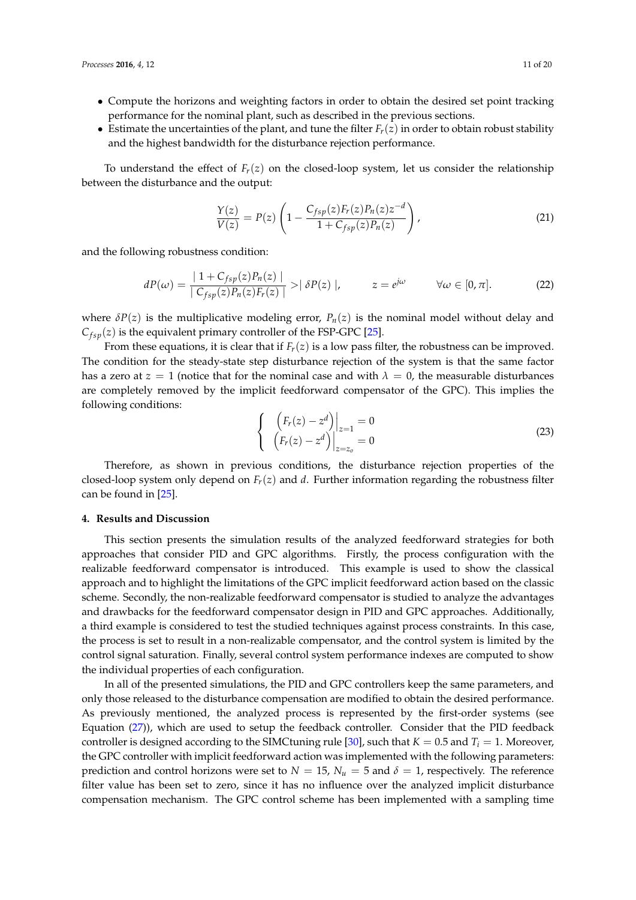- Compute the horizons and weighting factors in order to obtain the desired set point tracking performance for the nominal plant, such as described in the previous sections.
- Estimate the uncertainties of the plant, and tune the filter $F_r(z)$ in order to obtain robust stability and the highest bandwidth for the disturbance rejection performance.

To understand the effect of $F_r(z)$ on the closed-loop system, let us consider the relationship between the disturbance and the output:

$$\frac{Y(z)}{V(z)} = P(z)\left(1 - \frac{C_{fsp}(z)F_r(z)P_n(z)z^{-d}}{1 + C_{fsp}(z)P_n(z)}\right), \tag{21}$$

and the following robustness condition:

$$dP(\omega) = \frac{\mid 1 + C_{fsp}(z)P_n(z) \mid}{\mid C_{fsp}(z)P_n(z)F_r(z) \mid} > \mid \delta P(z) \mid, \qquad z = e^{j\omega} \qquad \forall \omega \in [0, \pi]. \tag{22}$$

where $\delta P(z)$ is the multiplicative modeling error, $P_n(z)$ is the nominal model without delay and $C_{fsp}(z)$ is the equivalent primary controller of the FSP-GPC [25].

From these equations, it is clear that if $F_r(z)$ is a low pass filter, the robustness can be improved. The condition for the steady-state step disturbance rejection of the system is that the same factor has a zero at $z = 1$ (notice that for the nominal case and with $\lambda = 0$, the measurable disturbances are completely removed by the implicit feedforward compensator of the GPC). This implies the following conditions:

$$\begin{cases} \left(F_r(z) - z^d\right)\Big|_{z=1} = 0 \\ \left(F_r(z) - z^d\right)\Big|_{z=z_o} = 0 \end{cases} \tag{23}$$

Therefore, as shown in previous conditions, the disturbance rejection properties of the closed-loop system only depend on $F_r(z)$ and $d$. Further information regarding the robustness filter can be found in [25].

## 4. Results and Discussion

This section presents the simulation results of the analyzed feedforward strategies for both approaches that consider PID and GPC algorithms. Firstly, the process configuration with the realizable feedforward compensator is introduced. This example is used to show the classical approach and to highlight the limitations of the GPC implicit feedforward action based on the classic scheme. Secondly, the non-realizable feedforward compensator is studied to analyze the advantages and drawbacks for the feedforward compensator design in PID and GPC approaches. Additionally, a third example is considered to test the studied techniques against process constraints. In this case, the process is set to result in a non-realizable compensator, and the control system is limited by the control signal saturation. Finally, several control system performance indexes are computed to show the individual properties of each configuration.

In all of the presented simulations, the PID and GPC controllers keep the same parameters, and only those released to the disturbance compensation are modified to obtain the desired performance. As previously mentioned, the analyzed process is represented by the first-order systems (see Equation (27)), which are used to setup the feedback controller. Consider that the PID feedback controller is designed according to the SIMCtuning rule [30], such that $K = 0.5$ and $T_i = 1$. Moreover, the GPC controller with implicit feedforward action was implemented with the following parameters: prediction and control horizons were set to $N = 15$, $N_u = 5$ and $\delta = 1$, respectively. The reference filter value has been set to zero, since it has no influence over the analyzed implicit disturbance compensation mechanism. The GPC control scheme has been implemented with a sampling time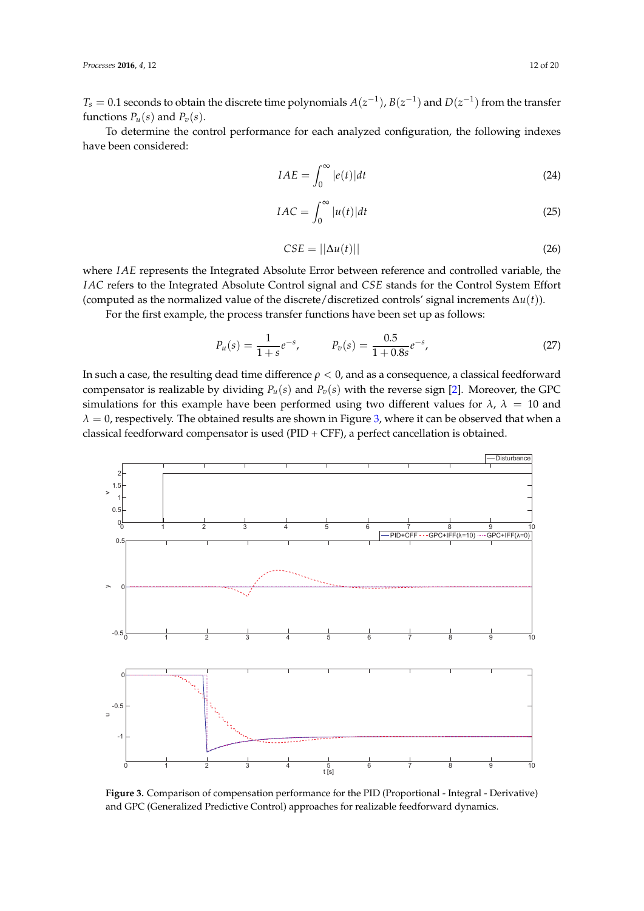$T_s = 0.1$ seconds to obtain the discrete time polynomials $A(z^{-1})$, $B(z^{-1})$ and $D(z^{-1})$ from the transfer functions $P_u(s)$ and $P_v(s)$.

To determine the control performance for each analyzed configuration, the following indexes have been considered:

$$IAE = \int_0^\infty |e(t)|dt \tag{24}$$

$$IAC = \int_0^\infty |u(t)|dt \tag{25}$$

$$CSE = ||\Delta u(t)|| \tag{26}$$

where $IAE$ represents the Integrated Absolute Error between reference and controlled variable, the $IAC$ refers to the Integrated Absolute Control signal and $CSE$ stands for the Control System Effort (computed as the normalized value of the discrete/discretized controls' signal increments $\Delta u(t)$).

For the first example, the process transfer functions have been set up as follows:

$$P_u(s) = \frac{1}{1+s}e^{-s}, \qquad P_v(s) = \frac{0.5}{1+0.8s}e^{-s}, \tag{27}$$

In such a case, the resulting dead time difference $\rho < 0$, and as a consequence, a classical feedforward compensator is realizable by dividing $P_u(s)$ and $P_v(s)$ with the reverse sign [2]. Moreover, the GPC simulations for this example have been performed using two different values for $\lambda$, $\lambda = 10$ and $\lambda = 0$, respectively. The obtained results are shown in Figure 3, where it can be observed that when a classical feedforward compensator is used (PID + CFF), a perfect cancellation is obtained.

**Figure 3.** Comparison of compensation performance for the PID (Proportional - Integral - Derivative) and GPC (Generalized Predictive Control) approaches for realizable feedforward dynamics.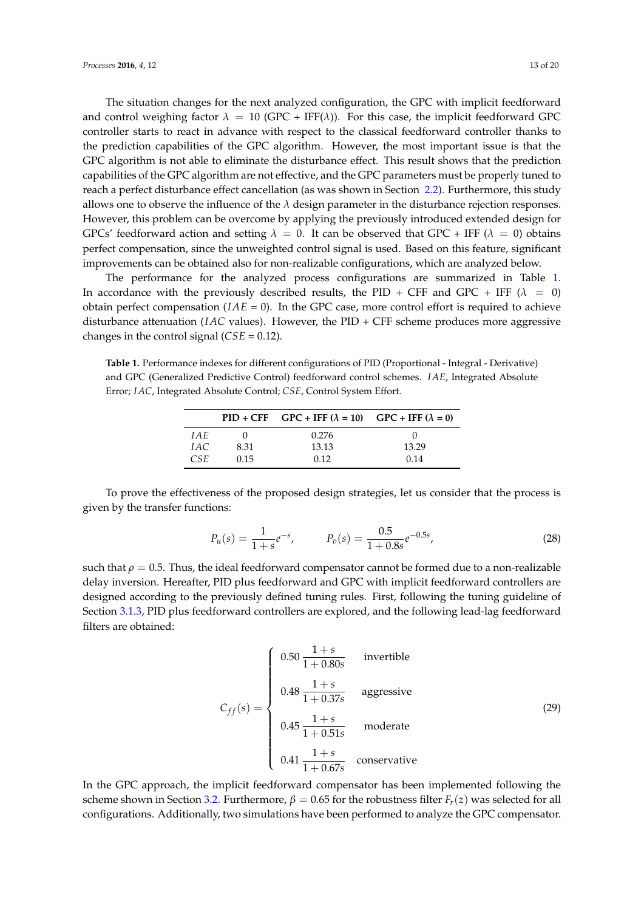The situation changes for the next analyzed configuration, the GPC with implicit feedforward and control weighing factor $\lambda = 10$ (GPC + IFF($\lambda$)). For this case, the implicit feedforward GPC controller starts to react in advance with respect to the classical feedforward controller thanks to the prediction capabilities of the GPC algorithm. However, the most important issue is that the GPC algorithm is not able to eliminate the disturbance effect. This result shows that the prediction capabilities of the GPC algorithm are not effective, and the GPC parameters must be properly tuned to reach a perfect disturbance effect cancellation (as was shown in Section 2.2). Furthermore, this study allows one to observe the influence of the $\lambda$ design parameter in the disturbance rejection responses. However, this problem can be overcome by applying the previously introduced extended design for GPCs' feedforward action and setting $\lambda = 0$. It can be observed that GPC + IFF ($\lambda = 0$) obtains perfect compensation, since the unweighted control signal is used. Based on this feature, significant improvements can be obtained also for non-realizable configurations, which are analyzed below.

The performance for the analyzed process configurations are summarized in Table 1. In accordance with the previously described results, the PID + CFF and GPC + IFF ($\lambda = 0$) obtain perfect compensation ($IAE$ = 0). In the GPC case, more control effort is required to achieve disturbance attenuation ($IAC$ values). However, the PID + CFF scheme produces more aggressive changes in the control signal ($CSE$ = 0.12).

**Table 1.** Performance indexes for different configurations of PID (Proportional - Integral - Derivative) and GPC (Generalized Predictive Control) feedforward control schemes. $IAE$, Integrated Absolute Error; $IAC$, Integrated Absolute Control; $CSE$, Control System Effort.

| | PID + CFF | GPC + IFF ($\lambda$ = 10) | GPC + IFF ($\lambda$ = 0) |
|---|---|---|---|
| $IAE$ | 0 | 0.276 | 0 |
| $IAC$ | 8.31 | 13.13 | 13.29 |
| $CSE$ | 0.15 | 0.12 | 0.14 |

To prove the effectiveness of the proposed design strategies, let us consider that the process is given by the transfer functions:

$$P_u(s) = \frac{1}{1+s}e^{-s}, \qquad P_v(s) = \frac{0.5}{1+0.8s}e^{-0.5s}, \tag{28}$$

such that $\rho = 0.5$. Thus, the ideal feedforward compensator cannot be formed due to a non-realizable delay inversion. Hereafter, PID plus feedforward and GPC with implicit feedforward controllers are designed according to the previously defined tuning rules. First, following the tuning guideline of Section 3.1.3, PID plus feedforward controllers are explored, and the following lead-lag feedforward filters are obtained:

$$C_{ff}(s) = \begin{cases} 0.50\,\dfrac{1+s}{1+0.80s} & \text{invertible} \\[2ex] 0.48\,\dfrac{1+s}{1+0.37s} & \text{aggressive} \\[2ex] 0.45\,\dfrac{1+s}{1+0.51s} & \text{moderate} \\[2ex] 0.41\,\dfrac{1+s}{1+0.67s} & \text{conservative} \end{cases} \tag{29}$$

In the GPC approach, the implicit feedforward compensator has been implemented following the scheme shown in Section 3.2. Furthermore, $\beta = 0.65$ for the robustness filter $F_r(z)$ was selected for all configurations. Additionally, two simulations have been performed to analyze the GPC compensator.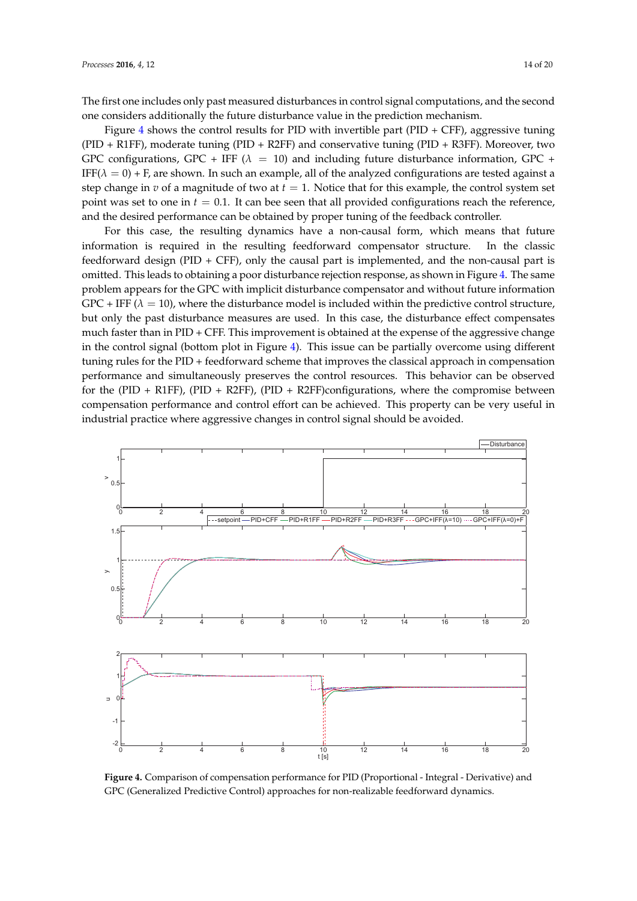The first one includes only past measured disturbances in control signal computations, and the second one considers additionally the future disturbance value in the prediction mechanism.

Figure 4 shows the control results for PID with invertible part (PID + CFF), aggressive tuning (PID + R1FF), moderate tuning (PID + R2FF) and conservative tuning (PID + R3FF). Moreover, two GPC configurations, GPC + IFF ($\lambda = 10$) and including future disturbance information, GPC + IFF($\lambda = 0$) + F, are shown. In such an example, all of the analyzed configurations are tested against a step change in $v$ of a magnitude of two at $t = 1$. Notice that for this example, the control system set point was set to one in $t = 0.1$. It can bee seen that all provided configurations reach the reference, and the desired performance can be obtained by proper tuning of the feedback controller.

For this case, the resulting dynamics have a non-causal form, which means that future information is required in the resulting feedforward compensator structure. In the classic feedforward design (PID + CFF), only the causal part is implemented, and the non-causal part is omitted. This leads to obtaining a poor disturbance rejection response, as shown in Figure 4. The same problem appears for the GPC with implicit disturbance compensator and without future information GPC + IFF ($\lambda = 10$), where the disturbance model is included within the predictive control structure, but only the past disturbance measures are used. In this case, the disturbance effect compensates much faster than in PID + CFF. This improvement is obtained at the expense of the aggressive change in the control signal (bottom plot in Figure 4). This issue can be partially overcome using different tuning rules for the PID + feedforward scheme that improves the classical approach in compensation performance and simultaneously preserves the control resources. This behavior can be observed for the (PID + R1FF), (PID + R2FF), (PID + R2FF)configurations, where the compromise between compensation performance and control effort can be achieved. This property can be very useful in industrial practice where aggressive changes in control signal should be avoided.

**Figure 4.** Comparison of compensation performance for PID (Proportional - Integral - Derivative) and GPC (Generalized Predictive Control) approaches for non-realizable feedforward dynamics.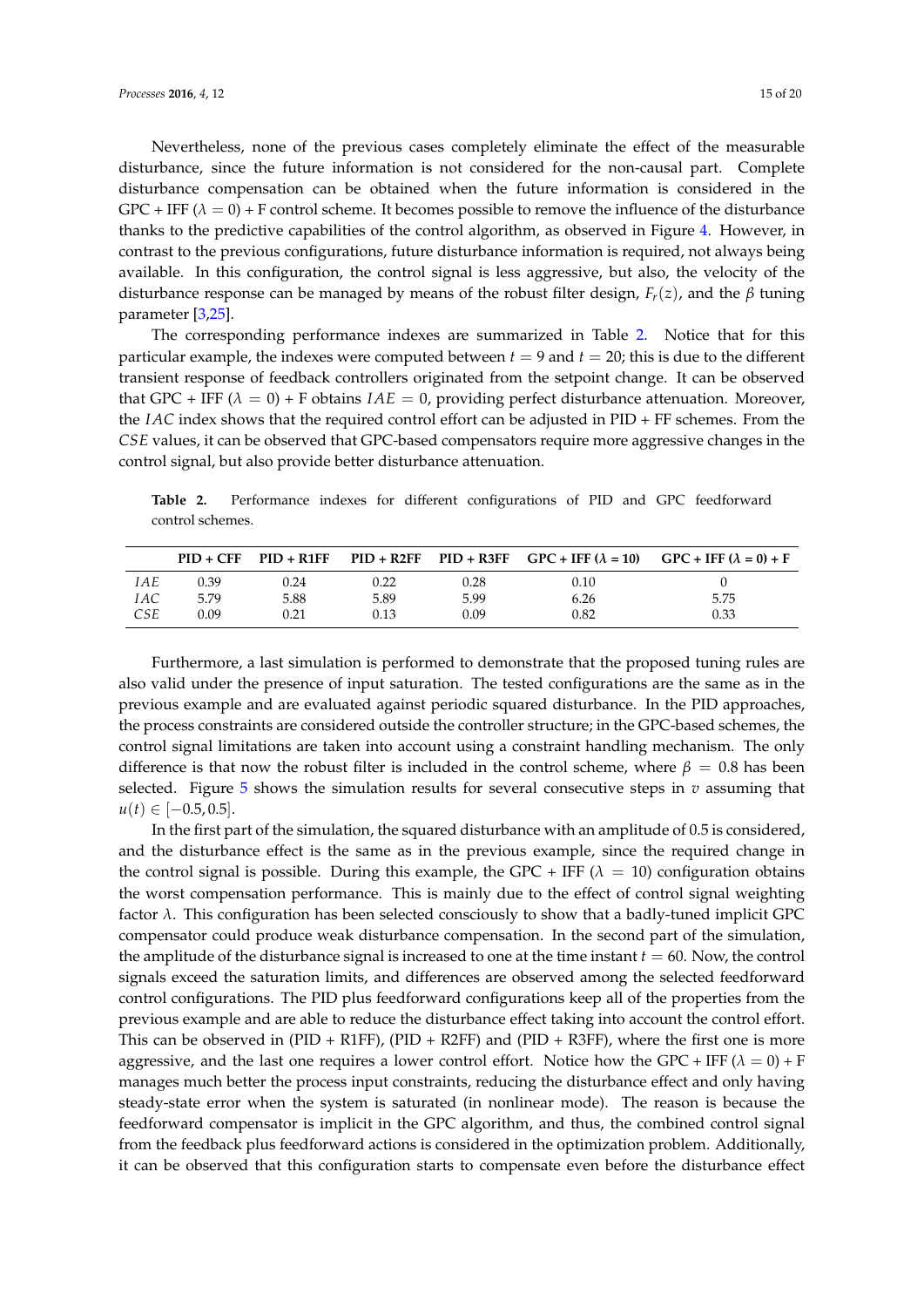Nevertheless, none of the previous cases completely eliminate the effect of the measurable disturbance, since the future information is not considered for the non-causal part. Complete disturbance compensation can be obtained when the future information is considered in the GPC + IFF ($\lambda = 0$) + F control scheme. It becomes possible to remove the influence of the disturbance thanks to the predictive capabilities of the control algorithm, as observed in Figure 4. However, in contrast to the previous configurations, future disturbance information is required, not always being available. In this configuration, the control signal is less aggressive, but also, the velocity of the disturbance response can be managed by means of the robust filter design, $F_r(z)$, and the $\beta$ tuning parameter [3,25].

The corresponding performance indexes are summarized in Table 2. Notice that for this particular example, the indexes were computed between $t = 9$ and $t = 20$; this is due to the different transient response of feedback controllers originated from the setpoint change. It can be observed that GPC + IFF ($\lambda = 0$) + F obtains $IAE = 0$, providing perfect disturbance attenuation. Moreover, the $IAC$ index shows that the required control effort can be adjusted in PID + FF schemes. From the $CSE$ values, it can be observed that GPC-based compensators require more aggressive changes in the control signal, but also provide better disturbance attenuation.

**Table 2.** Performance indexes for different configurations of PID and GPC feedforward control schemes.

| | PID + CFF | PID + R1FF | PID + R2FF | PID + R3FF | GPC + IFF ($\lambda = 10$) | GPC + IFF ($\lambda = 0$) + F |
|---|---|---|---|---|---|---|
| $IAE$ | 0.39 | 0.24 | 0.22 | 0.28 | 0.10 | 0 |
| $IAC$ | 5.79 | 5.88 | 5.89 | 5.99 | 6.26 | 5.75 |
| $CSE$ | 0.09 | 0.21 | 0.13 | 0.09 | 0.82 | 0.33 |

Furthermore, a last simulation is performed to demonstrate that the proposed tuning rules are also valid under the presence of input saturation. The tested configurations are the same as in the previous example and are evaluated against periodic squared disturbance. In the PID approaches, the process constraints are considered outside the controller structure; in the GPC-based schemes, the control signal limitations are taken into account using a constraint handling mechanism. The only difference is that now the robust filter is included in the control scheme, where $\beta = 0.8$ has been selected. Figure 5 shows the simulation results for several consecutive steps in $v$ assuming that $u(t) \in [-0.5, 0.5]$.

In the first part of the simulation, the squared disturbance with an amplitude of 0.5 is considered, and the disturbance effect is the same as in the previous example, since the required change in the control signal is possible. During this example, the GPC + IFF ($\lambda = 10$) configuration obtains the worst compensation performance. This is mainly due to the effect of control signal weighting factor $\lambda$. This configuration has been selected consciously to show that a badly-tuned implicit GPC compensator could produce weak disturbance compensation. In the second part of the simulation, the amplitude of the disturbance signal is increased to one at the time instant $t = 60$. Now, the control signals exceed the saturation limits, and differences are observed among the selected feedforward control configurations. The PID plus feedforward configurations keep all of the properties from the previous example and are able to reduce the disturbance effect taking into account the control effort. This can be observed in (PID + R1FF), (PID + R2FF) and (PID + R3FF), where the first one is more aggressive, and the last one requires a lower control effort. Notice how the GPC + IFF ($\lambda = 0$) + F manages much better the process input constraints, reducing the disturbance effect and only having steady-state error when the system is saturated (in nonlinear mode). The reason is because the feedforward compensator is implicit in the GPC algorithm, and thus, the combined control signal from the feedback plus feedforward actions is considered in the optimization problem. Additionally, it can be observed that this configuration starts to compensate even before the disturbance effect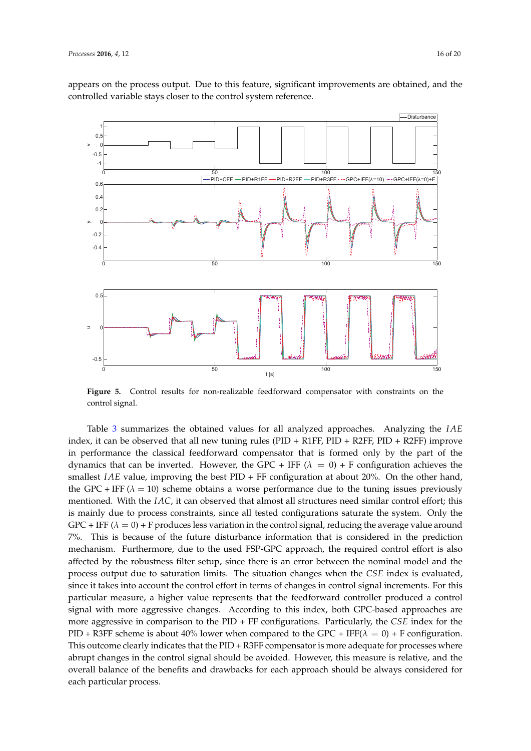appears on the process output. Due to this feature, significant improvements are obtained, and the controlled variable stays closer to the control system reference.

**Figure 5.** Control results for non-realizable feedforward compensator with constraints on the control signal.

Table 3 summarizes the obtained values for all analyzed approaches. Analyzing the $IAE$ index, it can be observed that all new tuning rules (PID + R1FF, PID + R2FF, PID + R2FF) improve in performance the classical feedforward compensator that is formed only by the part of the dynamics that can be inverted. However, the GPC + IFF ($\lambda = 0$) + F configuration achieves the smallest $IAE$ value, improving the best PID + FF configuration at about 20%. On the other hand, the GPC + IFF ($\lambda = 10$) scheme obtains a worse performance due to the tuning issues previously mentioned. With the $IAC$, it can observed that almost all structures need similar control effort; this is mainly due to process constraints, since all tested configurations saturate the system. Only the GPC + IFF ($\lambda = 0$) + F produces less variation in the control signal, reducing the average value around 7%. This is because of the future disturbance information that is considered in the prediction mechanism. Furthermore, due to the used FSP-GPC approach, the required control effort is also affected by the robustness filter setup, since there is an error between the nominal model and the process output due to saturation limits. The situation changes when the $CSE$ index is evaluated, since it takes into account the control effort in terms of changes in control signal increments. For this particular measure, a higher value represents that the feedforward controller produced a control signal with more aggressive changes. According to this index, both GPC-based approaches are more aggressive in comparison to the PID + FF configurations. Particularly, the $CSE$ index for the PID + R3FF scheme is about 40% lower when compared to the GPC + IFF($\lambda = 0$) + F configuration. This outcome clearly indicates that the PID + R3FF compensator is more adequate for processes where abrupt changes in the control signal should be avoided. However, this measure is relative, and the overall balance of the benefits and drawbacks for each approach should be always considered for each particular process.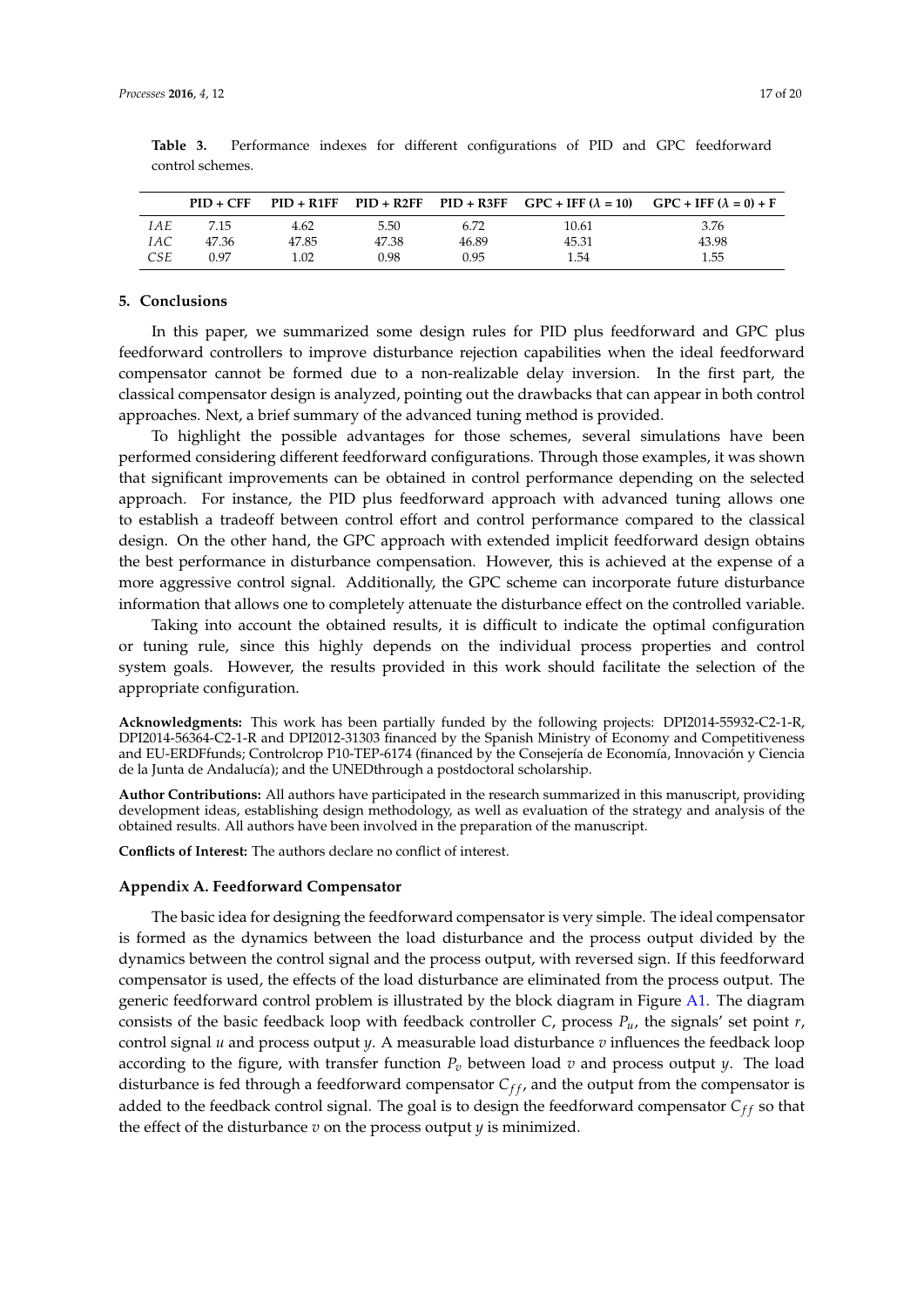**Table 3.** Performance indexes for different configurations of PID and GPC feedforward control schemes.

| | PID + CFF | PID + R1FF | PID + R2FF | PID + R3FF | GPC + IFF ($\lambda = 10$) | GPC + IFF ($\lambda = 0$) + F |
|---|---|---|---|---|---|---|
| $IAE$ | 7.15 | 4.62 | 5.50 | 6.72 | 10.61 | 3.76 |
| $IAC$ | 47.36 | 47.85 | 47.38 | 46.89 | 45.31 | 43.98 |
| $CSE$ | 0.97 | 1.02 | 0.98 | 0.95 | 1.54 | 1.55 |

## 5. Conclusions

In this paper, we summarized some design rules for PID plus feedforward and GPC plus feedforward controllers to improve disturbance rejection capabilities when the ideal feedforward compensator cannot be formed due to a non-realizable delay inversion. In the first part, the classical compensator design is analyzed, pointing out the drawbacks that can appear in both control approaches. Next, a brief summary of the advanced tuning method is provided.

To highlight the possible advantages for those schemes, several simulations have been performed considering different feedforward configurations. Through those examples, it was shown that significant improvements can be obtained in control performance depending on the selected approach. For instance, the PID plus feedforward approach with advanced tuning allows one to establish a tradeoff between control effort and control performance compared to the classical design. On the other hand, the GPC approach with extended implicit feedforward design obtains the best performance in disturbance compensation. However, this is achieved at the expense of a more aggressive control signal. Additionally, the GPC scheme can incorporate future disturbance information that allows one to completely attenuate the disturbance effect on the controlled variable.

Taking into account the obtained results, it is difficult to indicate the optimal configuration or tuning rule, since this highly depends on the individual process properties and control system goals. However, the results provided in this work should facilitate the selection of the appropriate configuration.

**Acknowledgments:** This work has been partially funded by the following projects: DPI2014-55932-C2-1-R, DPI2014-56364-C2-1-R and DPI2012-31303 financed by the Spanish Ministry of Economy and Competitiveness and EU-ERDFfunds; Controlcrop P10-TEP-6174 (financed by the Consejería de Economía, Innovación y Ciencia de la Junta de Andalucía); and the UNEDthrough a postdoctoral scholarship.

**Author Contributions:** All authors have participated in the research summarized in this manuscript, providing development ideas, establishing design methodology, as well as evaluation of the strategy and analysis of the obtained results. All authors have been involved in the preparation of the manuscript.

**Conflicts of Interest:** The authors declare no conflict of interest.

## Appendix A. Feedforward Compensator

The basic idea for designing the feedforward compensator is very simple. The ideal compensator is formed as the dynamics between the load disturbance and the process output divided by the dynamics between the control signal and the process output, with reversed sign. If this feedforward compensator is used, the effects of the load disturbance are eliminated from the process output. The generic feedforward control problem is illustrated by the block diagram in Figure A1. The diagram consists of the basic feedback loop with feedback controller $C$, process $P_u$, the signals' set point $r$, control signal $u$ and process output $y$. A measurable load disturbance $v$ influences the feedback loop according to the figure, with transfer function $P_v$ between load $v$ and process output $y$. The load disturbance is fed through a feedforward compensator $C_{ff}$, and the output from the compensator is added to the feedback control signal. The goal is to design the feedforward compensator $C_{ff}$ so that the effect of the disturbance $v$ on the process output $y$ is minimized.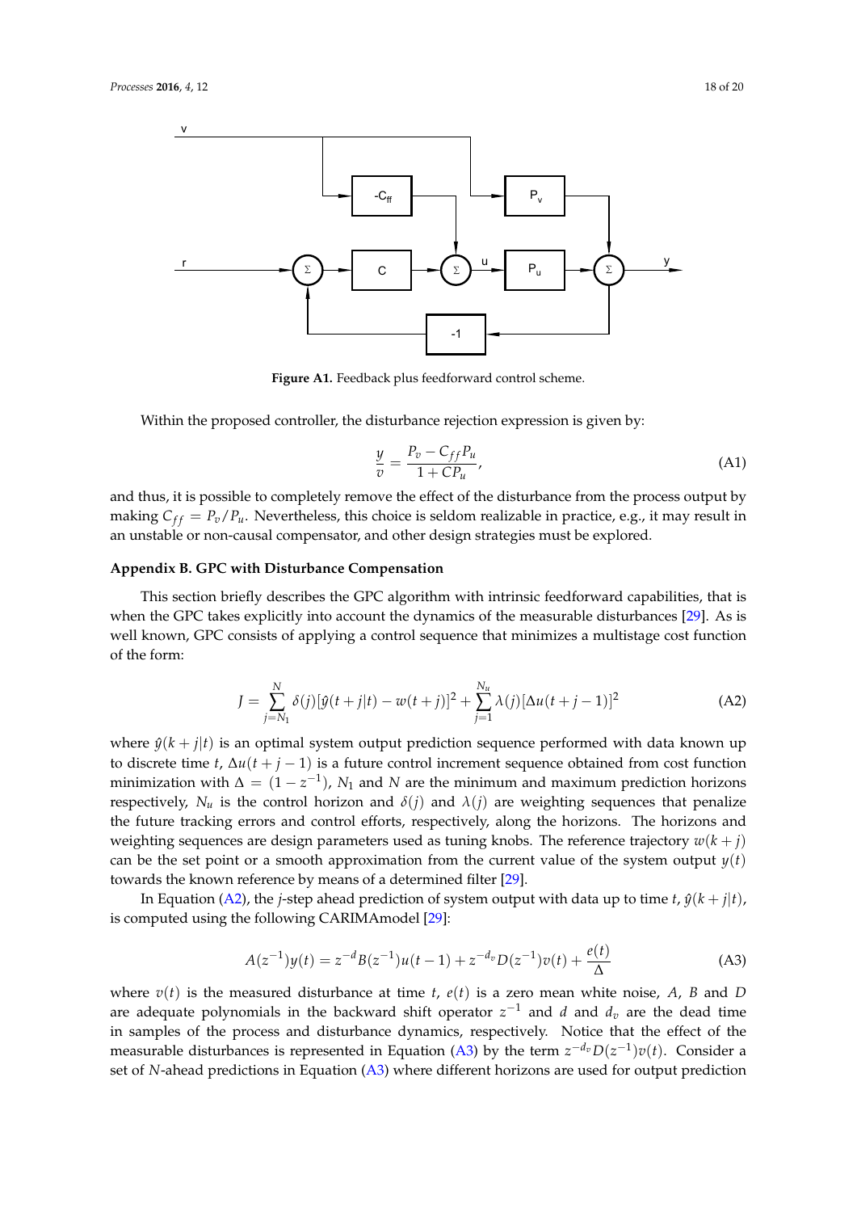**Figure A1.** Feedback plus feedforward control scheme.

Within the proposed controller, the disturbance rejection expression is given by:

$$\frac{y}{v} = \frac{P_v - C_{ff} P_u}{1 + C P_u}, \tag{A1}$$

and thus, it is possible to completely remove the effect of the disturbance from the process output by making $C_{ff} = P_v / P_u$. Nevertheless, this choice is seldom realizable in practice, e.g., it may result in an unstable or non-causal compensator, and other design strategies must be explored.

### Appendix B. GPC with Disturbance Compensation

This section briefly describes the GPC algorithm with intrinsic feedforward capabilities, that is when the GPC takes explicitly into account the dynamics of the measurable disturbances [29]. As is well known, GPC consists of applying a control sequence that minimizes a multistage cost function of the form:

$$J = \sum_{j=N_1}^{N} \delta(j) [\hat{y}(t+j|t) - w(t+j)]^2 + \sum_{j=1}^{N_u} \lambda(j) [\Delta u(t+j-1)]^2 \tag{A2}$$

where $\hat{y}(k+j|t)$ is an optimal system output prediction sequence performed with data known up to discrete time $t$, $\Delta u(t+j-1)$ is a future control increment sequence obtained from cost function minimization with $\Delta = (1 - z^{-1})$, $N_1$ and $N$ are the minimum and maximum prediction horizons respectively, $N_u$ is the control horizon and $\delta(j)$ and $\lambda(j)$ are weighting sequences that penalize the future tracking errors and control efforts, respectively, along the horizons. The horizons and weighting sequences are design parameters used as tuning knobs. The reference trajectory $w(k+j)$ can be the set point or a smooth approximation from the current value of the system output $y(t)$ towards the known reference by means of a determined filter [29].

In Equation (A2), the $j$-step ahead prediction of system output with data up to time $t$, $\hat{y}(k+j|t)$, is computed using the following CARIMAmodel [29]:

$$A(z^{-1}) y(t) = z^{-d} B(z^{-1}) u(t-1) + z^{-d_v} D(z^{-1}) v(t) + \frac{e(t)}{\Delta} \tag{A3}$$

where $v(t)$ is the measured disturbance at time $t$, $e(t)$ is a zero mean white noise, $A$, $B$ and $D$ are adequate polynomials in the backward shift operator $z^{-1}$ and $d$ and $d_v$ are the dead time in samples of the process and disturbance dynamics, respectively. Notice that the effect of the measurable disturbances is represented in Equation (A3) by the term $z^{-d_v} D(z^{-1}) v(t)$. Consider a set of $N$-ahead predictions in Equation (A3) where different horizons are used for output prediction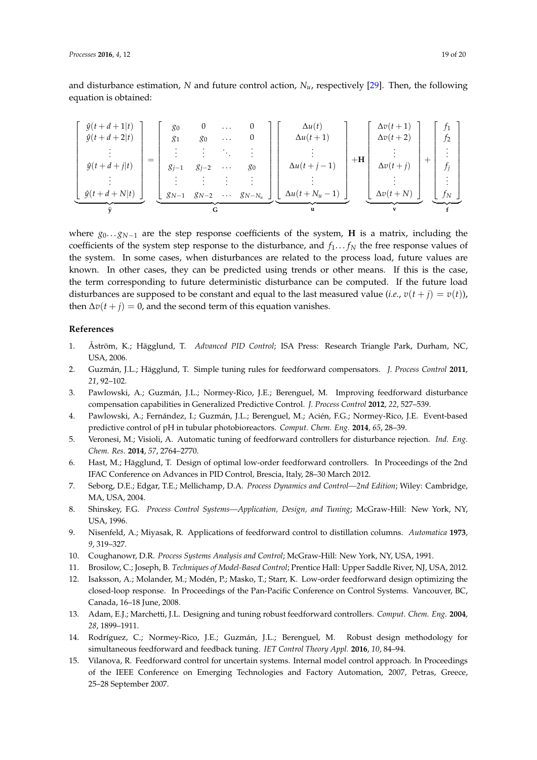and disturbance estimation, $N$ and future control action, $N_u$, respectively [29]. Then, the following equation is obtained:

$$
\underbrace{\begin{bmatrix} \hat{y}(t+d+1|t) \\ \hat{y}(t+d+2|t) \\ \vdots \\ \hat{y}(t+d+j|t) \\ \vdots \\ \hat{y}(t+d+N|t) \end{bmatrix}}_{\hat{\mathbf{y}}} = \underbrace{\begin{bmatrix} g_0 & 0 & \dots & 0 \\ g_1 & g_0 & \dots & 0 \\ \vdots & \vdots & \ddots & \vdots \\ g_{j-1} & g_{j-2} & \dots & g_0 \\ \vdots & \vdots & \vdots & \vdots \\ g_{N-1} & g_{N-2} & \dots & g_{N-N_u} \end{bmatrix}}_{\mathbf{G}} \underbrace{\begin{bmatrix} \Delta u(t) \\ \Delta u(t+1) \\ \vdots \\ \Delta u(t+j-1) \\ \vdots \\ \Delta u(t+N_u-1) \end{bmatrix}}_{\mathbf{u}} + \mathbf{H} \underbrace{\begin{bmatrix} \Delta v(t+1) \\ \Delta v(t+2) \\ \vdots \\ \Delta v(t+j) \\ \vdots \\ \Delta v(t+N) \end{bmatrix}}_{\mathbf{v}} + \underbrace{\begin{bmatrix} f_1 \\ f_2 \\ \vdots \\ f_j \\ \vdots \\ f_N \end{bmatrix}}_{\mathbf{f}}
$$

where $g_0 \dots g_{N-1}$ are the step response coefficients of the system, $\mathbf{H}$ is a matrix, including the coefficients of the system step response to the disturbance, and $f_1 \dots f_N$ the free response values of the system. In some cases, when disturbances are related to the process load, future values are known. In other cases, they can be predicted using trends or other means. If this is the case, the term corresponding to future deterministic disturbance can be computed. If the future load disturbances are supposed to be constant and equal to the last measured value (*i.e.*, $v(t+j) = v(t)$), then $\Delta v(t+j) = 0$, and the second term of this equation vanishes.

## References

1. Åström, K.; Hägglund, T. *Advanced PID Control*; ISA Press: Research Triangle Park, Durham, NC, USA, 2006.
2. Guzmán, J.L.; Hägglund, T. Simple tuning rules for feedforward compensators. *J. Process Control* **2011**, *21*, 92–102.
3. Pawlowski, A.; Guzmán, J.L.; Normey-Rico, J.E.; Berenguel, M. Improving feedforward disturbance compensation capabilities in Generalized Predictive Control. *J. Process Control* **2012**, *22*, 527–539.
4. Pawlowski, A.; Fernández, I.; Guzmán, J.L.; Berenguel, M.; Acién, F.G.; Normey-Rico, J.E. Event-based predictive control of pH in tubular photobioreactors. *Comput. Chem. Eng.* **2014**, *65*, 28–39.
5. Veronesi, M.; Visioli, A. Automatic tuning of feedforward controllers for disturbance rejection. *Ind. Eng. Chem. Res.* **2014**, *57*, 2764–2770.
6. Hast, M.; Hägglund, T. Design of optimal low-order feedforward controllers. In Proceedings of the 2nd IFAC Conference on Advances in PID Control, Brescia, Italy, 28–30 March 2012.
7. Seborg, D.E.; Edgar, T.E.; Mellichamp, D.A. *Process Dynamics and Control—2nd Edition*; Wiley: Cambridge, MA, USA, 2004.
8. Shinskey, F.G. *Process Control Systems—Application, Design, and Tuning*; McGraw-Hill: New York, NY, USA, 1996.
9. Nisenfeld, A.; Miyasak, R. Applications of feedforward control to distillation columns. *Automatica* **1973**, *9*, 319–327.
10. Coughanowr, D.R. *Process Systems Analysis and Control*; McGraw-Hill: New York, NY, USA, 1991.
11. Brosilow, C.; Joseph, B. *Techniques of Model-Based Control*; Prentice Hall: Upper Saddle River, NJ, USA, 2012.
12. Isaksson, A.; Molander, M.; Modén, P.; Masko, T.; Starr, K. Low-order feedforward design optimizing the closed-loop response. In Proceedings of the Pan-Pacific Conference on Control Systems. Vancouver, BC, Canada, 16–18 June, 2008.
13. Adam, E.J.; Marchetti, J.L. Designing and tuning robust feedforward controllers. *Comput. Chem. Eng.* **2004**, *28*, 1899–1911.
14. Rodríguez, C.; Normey-Rico, J.E.; Guzmán, J.L.; Berenguel, M. Robust design methodology for simultaneous feedforward and feedback tuning. *IET Control Theory Appl.* **2016**, *10*, 84–94.
15. Vilanova, R. Feedforward control for uncertain systems. Internal model control approach. In Proceedings of the IEEE Conference on Emerging Technologies and Factory Automation, 2007, Petras, Greece, 25–28 September 2007.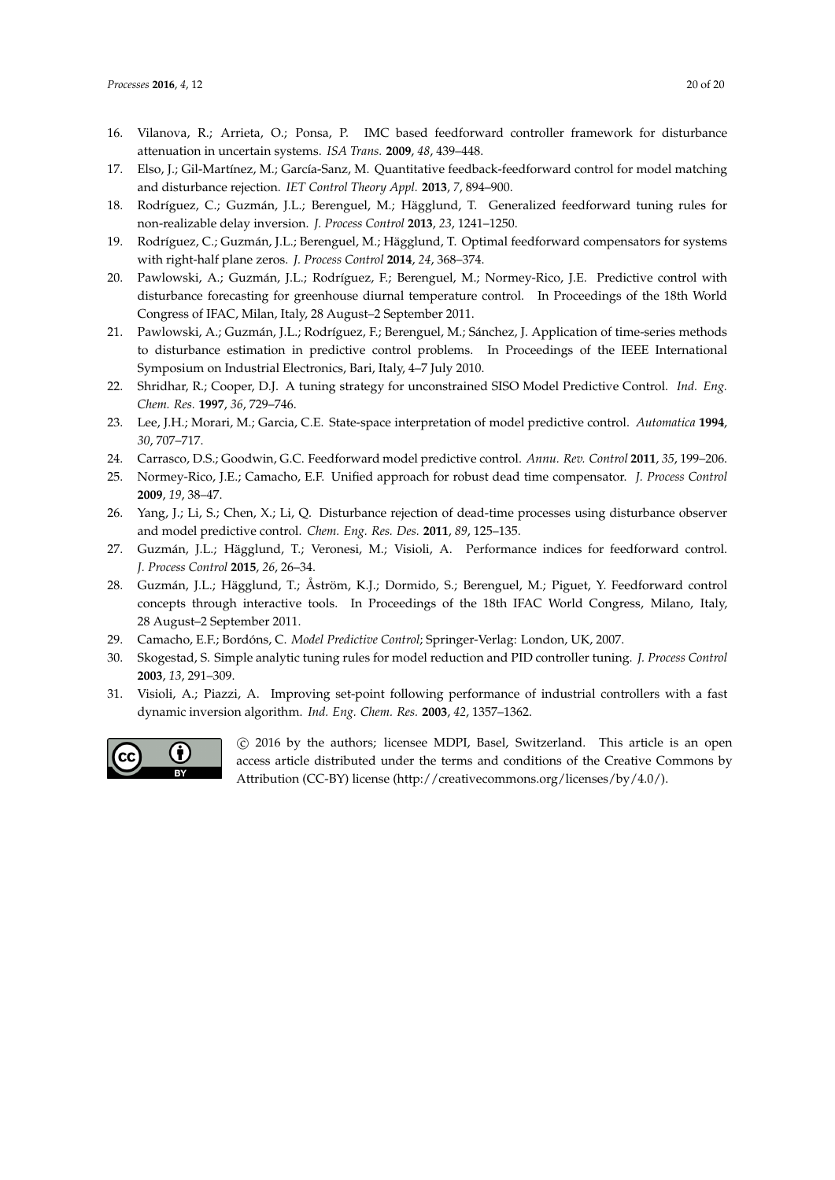16. Vilanova, R.; Arrieta, O.; Ponsa, P. IMC based feedforward controller framework for disturbance attenuation in uncertain systems. *ISA Trans.* **2009**, *48*, 439–448.
17. Elso, J.; Gil-Martínez, M.; García-Sanz, M. Quantitative feedback-feedforward control for model matching and disturbance rejection. *IET Control Theory Appl.* **2013**, *7*, 894–900.
18. Rodríguez, C.; Guzmán, J.L.; Berenguel, M.; Hägglund, T. Generalized feedforward tuning rules for non-realizable delay inversion. *J. Process Control* **2013**, *23*, 1241–1250.
19. Rodríguez, C.; Guzmán, J.L.; Berenguel, M.; Hägglund, T. Optimal feedforward compensators for systems with right-half plane zeros. *J. Process Control* **2014**, *24*, 368–374.
20. Pawlowski, A.; Guzmán, J.L.; Rodríguez, F.; Berenguel, M.; Normey-Rico, J.E. Predictive control with disturbance forecasting for greenhouse diurnal temperature control. In Proceedings of the 18th World Congress of IFAC, Milan, Italy, 28 August–2 September 2011.
21. Pawlowski, A.; Guzmán, J.L.; Rodríguez, F.; Berenguel, M.; Sánchez, J. Application of time-series methods to disturbance estimation in predictive control problems. In Proceedings of the IEEE International Symposium on Industrial Electronics, Bari, Italy, 4–7 July 2010.
22. Shridhar, R.; Cooper, D.J. A tuning strategy for unconstrained SISO Model Predictive Control. *Ind. Eng. Chem. Res.* **1997**, *36*, 729–746.
23. Lee, J.H.; Morari, M.; Garcia, C.E. State-space interpretation of model predictive control. *Automatica* **1994**, *30*, 707–717.
24. Carrasco, D.S.; Goodwin, G.C. Feedforward model predictive control. *Annu. Rev. Control* **2011**, *35*, 199–206.
25. Normey-Rico, J.E.; Camacho, E.F. Unified approach for robust dead time compensator. *J. Process Control* **2009**, *19*, 38–47.
26. Yang, J.; Li, S.; Chen, X.; Li, Q. Disturbance rejection of dead-time processes using disturbance observer and model predictive control. *Chem. Eng. Res. Des.* **2011**, *89*, 125–135.
27. Guzmán, J.L.; Hägglund, T.; Veronesi, M.; Visioli, A. Performance indices for feedforward control. *J. Process Control* **2015**, *26*, 26–34.
28. Guzmán, J.L.; Hägglund, T.; Åström, K.J.; Dormido, S.; Berenguel, M.; Piguet, Y. Feedforward control concepts through interactive tools. In Proceedings of the 18th IFAC World Congress, Milano, Italy, 28 August–2 September 2011.
29. Camacho, E.F.; Bordóns, C. *Model Predictive Control*; Springer-Verlag: London, UK, 2007.
30. Skogestad, S. Simple analytic tuning rules for model reduction and PID controller tuning. *J. Process Control* **2003**, *13*, 291–309.
31. Visioli, A.; Piazzi, A. Improving set-point following performance of industrial controllers with a fast dynamic inversion algorithm. *Ind. Eng. Chem. Res.* **2003**, *42*, 1357–1362.

© 2016 by the authors; licensee MDPI, Basel, Switzerland. This article is an open access article distributed under the terms and conditions of the Creative Commons by Attribution (CC-BY) license (http://creativecommons.org/licenses/by/4.0/).